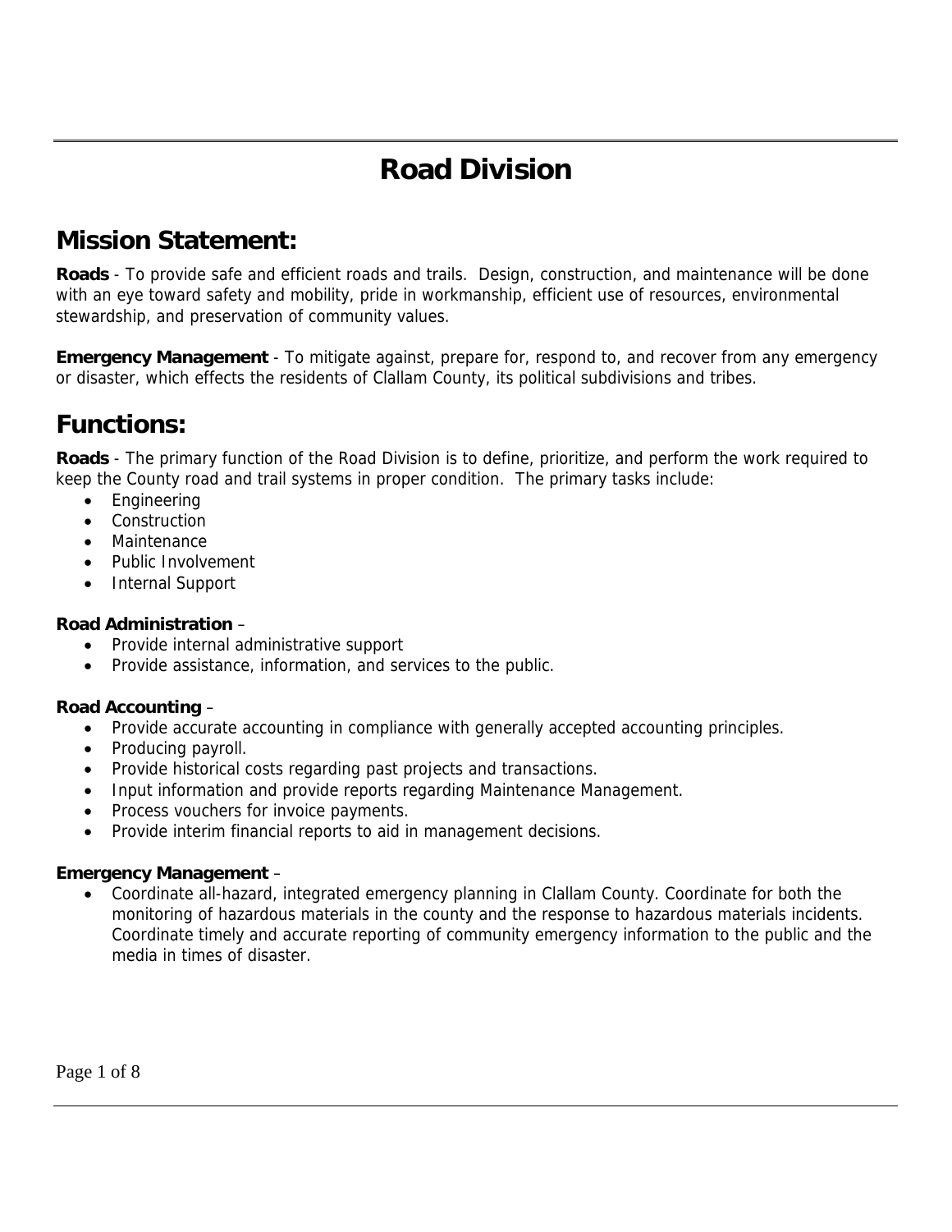# Road Division

## Mission Statement:

**Roads** - To provide safe and efficient roads and trails. Design, construction, and maintenance will be done with an eye toward safety and mobility, pride in workmanship, efficient use of resources, environmental stewardship, and preservation of community values.

**Emergency Management** - To mitigate against, prepare for, respond to, and recover from any emergency or disaster, which effects the residents of Clallam County, its political subdivisions and tribes.

## Functions:

**Roads** - The primary function of the Road Division is to define, prioritize, and perform the work required to keep the County road and trail systems in proper condition. The primary tasks include:

- Engineering
- Construction
- Maintenance
- Public Involvement
- Internal Support

**Road Administration** –

- Provide internal administrative support
- Provide assistance, information, and services to the public.

**Road Accounting** –

- Provide accurate accounting in compliance with generally accepted accounting principles.
- Producing payroll.
- Provide historical costs regarding past projects and transactions.
- Input information and provide reports regarding Maintenance Management.
- Process vouchers for invoice payments.
- Provide interim financial reports to aid in management decisions.

**Emergency Management** –

- Coordinate all-hazard, integrated emergency planning in Clallam County. Coordinate for both the monitoring of hazardous materials in the county and the response to hazardous materials incidents. Coordinate timely and accurate reporting of community emergency information to the public and the media in times of disaster.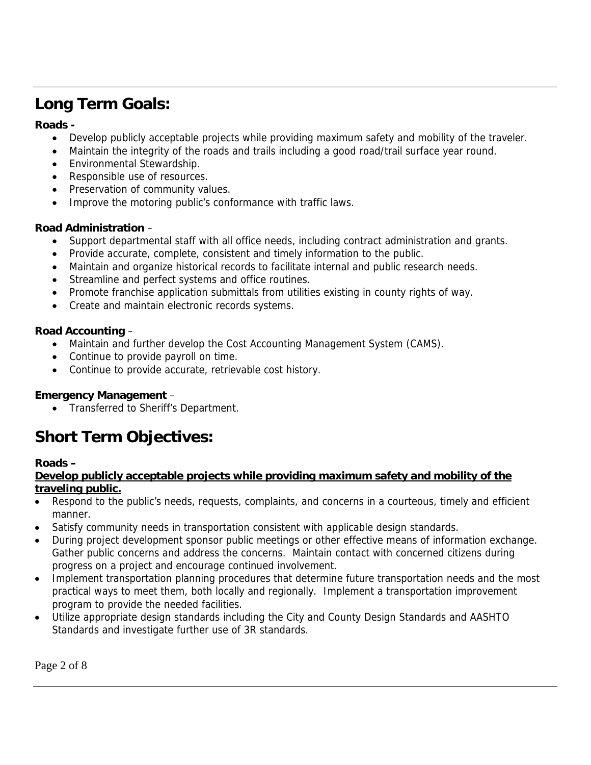## Long Term Goals:

**Roads -**

- Develop publicly acceptable projects while providing maximum safety and mobility of the traveler.
- Maintain the integrity of the roads and trails including a good road/trail surface year round.
- Environmental Stewardship.
- Responsible use of resources.
- Preservation of community values.
- Improve the motoring public's conformance with traffic laws.

**Road Administration** –

- Support departmental staff with all office needs, including contract administration and grants.
- Provide accurate, complete, consistent and timely information to the public.
- Maintain and organize historical records to facilitate internal and public research needs.
- Streamline and perfect systems and office routines.
- Promote franchise application submittals from utilities existing in county rights of way.
- Create and maintain electronic records systems.

**Road Accounting** –

- Maintain and further develop the Cost Accounting Management System (CAMS).
- Continue to provide payroll on time.
- Continue to provide accurate, retrievable cost history.

**Emergency Management** –

- Transferred to Sheriff's Department.

## Short Term Objectives:

**Roads –**

**<u>Develop publicly acceptable projects while providing maximum safety and mobility of the traveling public.</u>**

- Respond to the public's needs, requests, complaints, and concerns in a courteous, timely and efficient manner.
- Satisfy community needs in transportation consistent with applicable design standards.
- During project development sponsor public meetings or other effective means of information exchange. Gather public concerns and address the concerns. Maintain contact with concerned citizens during progress on a project and encourage continued involvement.
- Implement transportation planning procedures that determine future transportation needs and the most practical ways to meet them, both locally and regionally. Implement a transportation improvement program to provide the needed facilities.
- Utilize appropriate design standards including the City and County Design Standards and AASHTO Standards and investigate further use of 3R standards.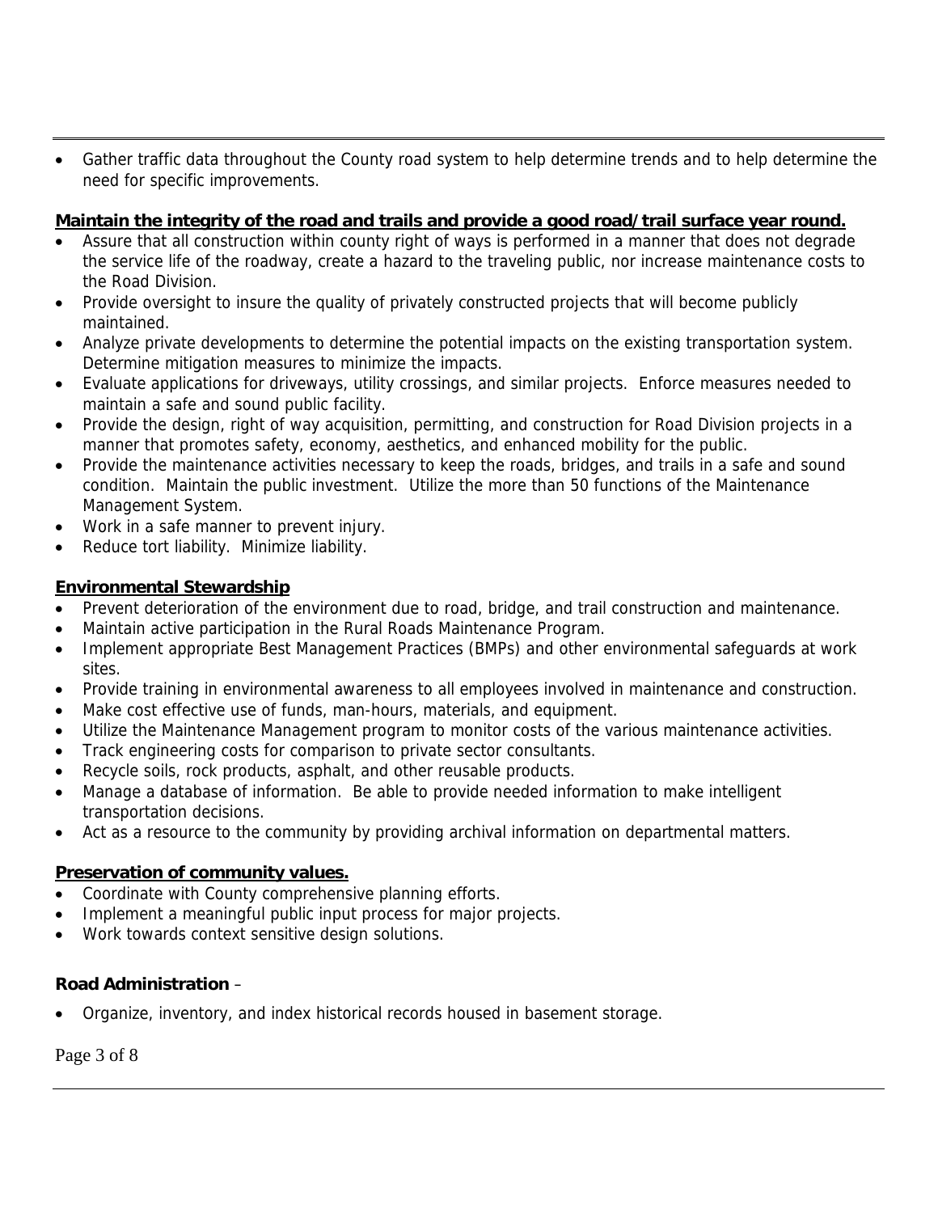- Gather traffic data throughout the County road system to help determine trends and to help determine the need for specific improvements.

**Maintain the integrity of the road and trails and provide a good road/trail surface year round.**

- Assure that all construction within county right of ways is performed in a manner that does not degrade the service life of the roadway, create a hazard to the traveling public, nor increase maintenance costs to the Road Division.
- Provide oversight to insure the quality of privately constructed projects that will become publicly maintained.
- Analyze private developments to determine the potential impacts on the existing transportation system. Determine mitigation measures to minimize the impacts.
- Evaluate applications for driveways, utility crossings, and similar projects. Enforce measures needed to maintain a safe and sound public facility.
- Provide the design, right of way acquisition, permitting, and construction for Road Division projects in a manner that promotes safety, economy, aesthetics, and enhanced mobility for the public.
- Provide the maintenance activities necessary to keep the roads, bridges, and trails in a safe and sound condition. Maintain the public investment. Utilize the more than 50 functions of the Maintenance Management System.
- Work in a safe manner to prevent injury.
- Reduce tort liability. Minimize liability.

**Environmental Stewardship**

- Prevent deterioration of the environment due to road, bridge, and trail construction and maintenance.
- Maintain active participation in the Rural Roads Maintenance Program.
- Implement appropriate Best Management Practices (BMPs) and other environmental safeguards at work sites.
- Provide training in environmental awareness to all employees involved in maintenance and construction.
- Make cost effective use of funds, man-hours, materials, and equipment.
- Utilize the Maintenance Management program to monitor costs of the various maintenance activities.
- Track engineering costs for comparison to private sector consultants.
- Recycle soils, rock products, asphalt, and other reusable products.
- Manage a database of information. Be able to provide needed information to make intelligent transportation decisions.
- Act as a resource to the community by providing archival information on departmental matters.

**Preservation of community values.**

- Coordinate with County comprehensive planning efforts.
- Implement a meaningful public input process for major projects.
- Work towards context sensitive design solutions.

**Road Administration** –

- Organize, inventory, and index historical records housed in basement storage.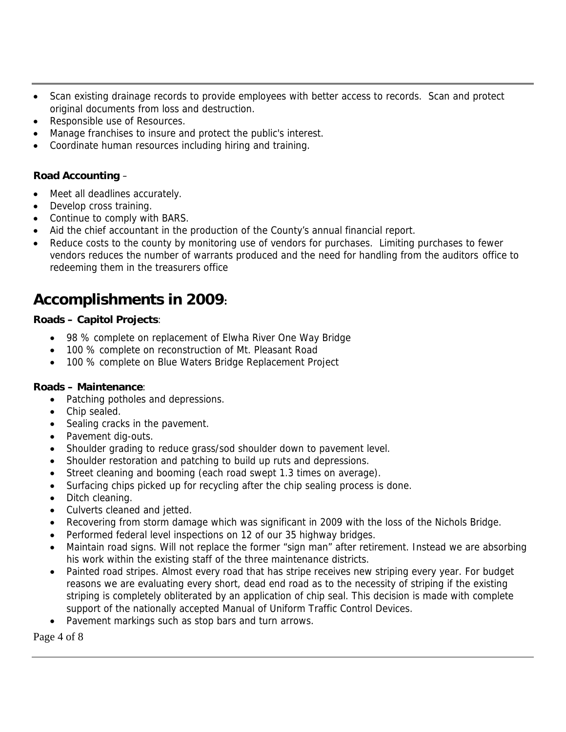- Scan existing drainage records to provide employees with better access to records. Scan and protect original documents from loss and destruction.
- Responsible use of Resources.
- Manage franchises to insure and protect the public's interest.
- Coordinate human resources including hiring and training.

**Road Accounting** –

- Meet all deadlines accurately.
- Develop cross training.
- Continue to comply with BARS.
- Aid the chief accountant in the production of the County's annual financial report.
- Reduce costs to the county by monitoring use of vendors for purchases. Limiting purchases to fewer vendors reduces the number of warrants produced and the need for handling from the auditors office to redeeming them in the treasurers office

# Accomplishments in 2009:

**Roads – Capitol Projects**:

- 98 % complete on replacement of Elwha River One Way Bridge
- 100 % complete on reconstruction of Mt. Pleasant Road
- 100 % complete on Blue Waters Bridge Replacement Project

**Roads – Maintenance**:

- Patching potholes and depressions.
- Chip sealed.
- Sealing cracks in the pavement.
- Pavement dig-outs.
- Shoulder grading to reduce grass/sod shoulder down to pavement level.
- Shoulder restoration and patching to build up ruts and depressions.
- Street cleaning and booming (each road swept 1.3 times on average).
- Surfacing chips picked up for recycling after the chip sealing process is done.
- Ditch cleaning.
- Culverts cleaned and jetted.
- Recovering from storm damage which was significant in 2009 with the loss of the Nichols Bridge.
- Performed federal level inspections on 12 of our 35 highway bridges.
- Maintain road signs. Will not replace the former "sign man" after retirement. Instead we are absorbing his work within the existing staff of the three maintenance districts.
- Painted road stripes. Almost every road that has stripe receives new striping every year. For budget reasons we are evaluating every short, dead end road as to the necessity of striping if the existing striping is completely obliterated by an application of chip seal. This decision is made with complete support of the nationally accepted Manual of Uniform Traffic Control Devices.
- Pavement markings such as stop bars and turn arrows.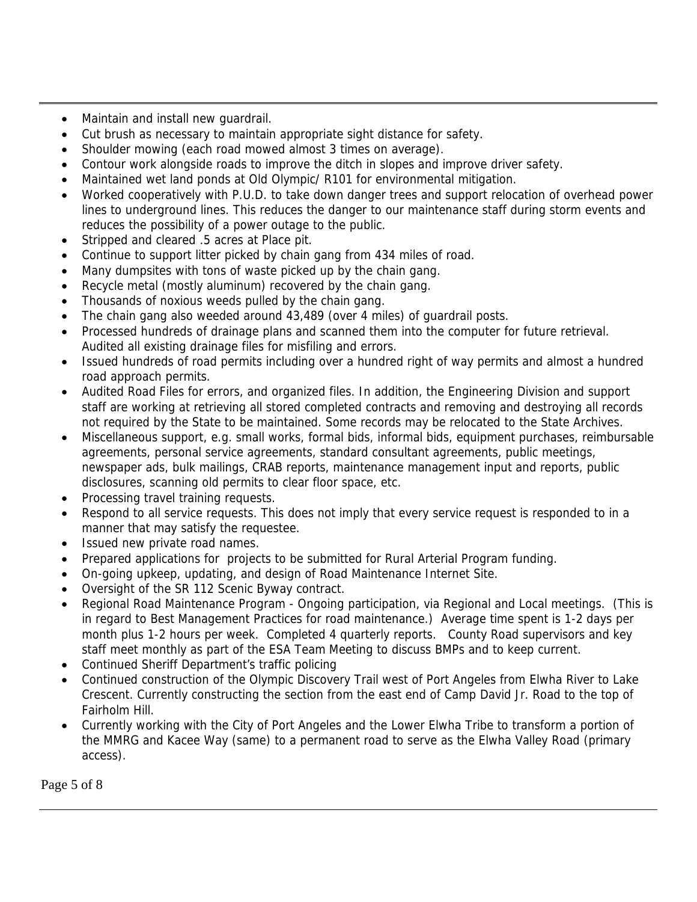- Maintain and install new guardrail.
- Cut brush as necessary to maintain appropriate sight distance for safety.
- Shoulder mowing (each road mowed almost 3 times on average).
- Contour work alongside roads to improve the ditch in slopes and improve driver safety.
- Maintained wet land ponds at Old Olympic/ R101 for environmental mitigation.
- Worked cooperatively with P.U.D. to take down danger trees and support relocation of overhead power lines to underground lines. This reduces the danger to our maintenance staff during storm events and reduces the possibility of a power outage to the public.
- Stripped and cleared .5 acres at Place pit.
- Continue to support litter picked by chain gang from 434 miles of road.
- Many dumpsites with tons of waste picked up by the chain gang.
- Recycle metal (mostly aluminum) recovered by the chain gang.
- Thousands of noxious weeds pulled by the chain gang.
- The chain gang also weeded around 43,489 (over 4 miles) of guardrail posts.
- Processed hundreds of drainage plans and scanned them into the computer for future retrieval. Audited all existing drainage files for misfiling and errors.
- Issued hundreds of road permits including over a hundred right of way permits and almost a hundred road approach permits.
- Audited Road Files for errors, and organized files. In addition, the Engineering Division and support staff are working at retrieving all stored completed contracts and removing and destroying all records not required by the State to be maintained. Some records may be relocated to the State Archives.
- Miscellaneous support, e.g. small works, formal bids, informal bids, equipment purchases, reimbursable agreements, personal service agreements, standard consultant agreements, public meetings, newspaper ads, bulk mailings, CRAB reports, maintenance management input and reports, public disclosures, scanning old permits to clear floor space, etc.
- Processing travel training requests.
- Respond to all service requests. This does not imply that every service request is responded to in a manner that may satisfy the requestee.
- Issued new private road names.
- Prepared applications for projects to be submitted for Rural Arterial Program funding.
- On-going upkeep, updating, and design of Road Maintenance Internet Site.
- Oversight of the SR 112 Scenic Byway contract.
- Regional Road Maintenance Program - Ongoing participation, via Regional and Local meetings. (This is in regard to Best Management Practices for road maintenance.) Average time spent is 1-2 days per month plus 1-2 hours per week. Completed 4 quarterly reports. County Road supervisors and key staff meet monthly as part of the ESA Team Meeting to discuss BMPs and to keep current.
- Continued Sheriff Department's traffic policing
- Continued construction of the Olympic Discovery Trail west of Port Angeles from Elwha River to Lake Crescent. Currently constructing the section from the east end of Camp David Jr. Road to the top of Fairholm Hill.
- Currently working with the City of Port Angeles and the Lower Elwha Tribe to transform a portion of the MMRG and Kacee Way (same) to a permanent road to serve as the Elwha Valley Road (primary access).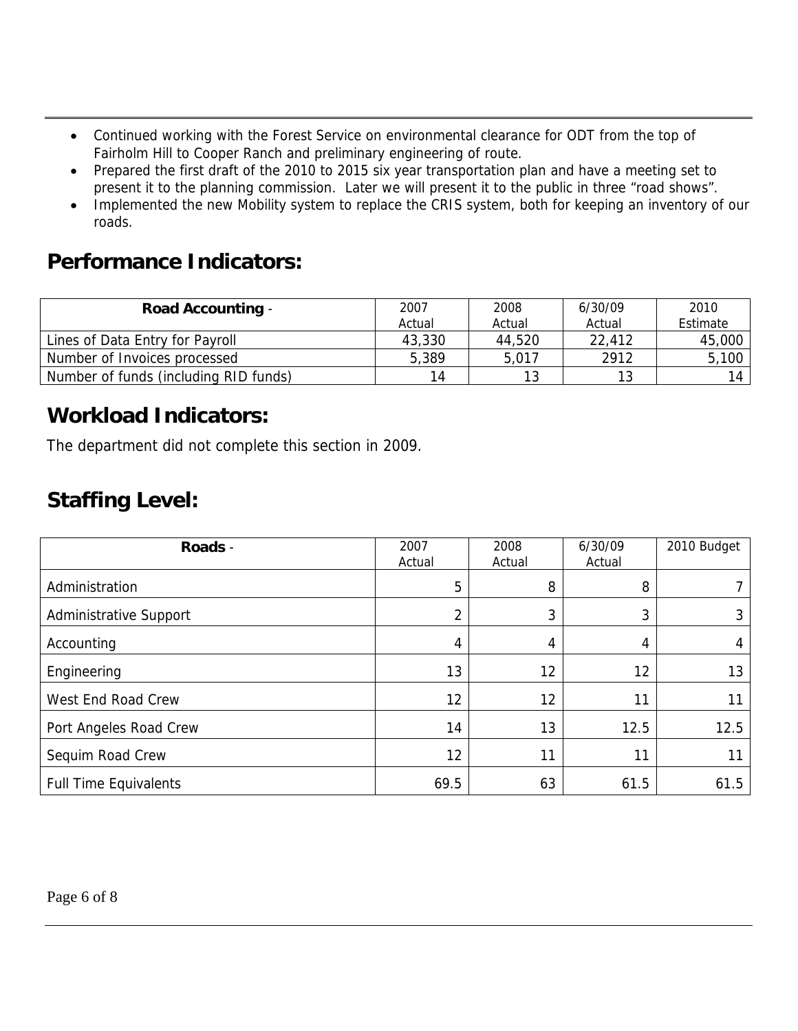- Continued working with the Forest Service on environmental clearance for ODT from the top of Fairholm Hill to Cooper Ranch and preliminary engineering of route.
- Prepared the first draft of the 2010 to 2015 six year transportation plan and have a meeting set to present it to the planning commission. Later we will present it to the public in three "road shows".
- Implemented the new Mobility system to replace the CRIS system, both for keeping an inventory of our roads.

## Performance Indicators:

| **Road Accounting** - | 2007 Actual | 2008 Actual | 6/30/09 Actual | 2010 Estimate |
|---|---|---|---|---|
| Lines of Data Entry for Payroll | 43,330 | 44,520 | 22,412 | 45,000 |
| Number of Invoices processed | 5,389 | 5,017 | 2912 | 5,100 |
| Number of funds (including RID funds) | 14 | 13 | 13 | 14 |

## Workload Indicators:

The department did not complete this section in 2009.

## Staffing Level:

| **Roads** - | 2007 Actual | 2008 Actual | 6/30/09 Actual | 2010 Budget |
|---|---|---|---|---|
| Administration | 5 | 8 | 8 | 7 |
| Administrative Support | 2 | 3 | 3 | 3 |
| Accounting | 4 | 4 | 4 | 4 |
| Engineering | 13 | 12 | 12 | 13 |
| West End Road Crew | 12 | 12 | 11 | 11 |
| Port Angeles Road Crew | 14 | 13 | 12.5 | 12.5 |
| Sequim Road Crew | 12 | 11 | 11 | 11 |
| Full Time Equivalents | 69.5 | 63 | 61.5 | 61.5 |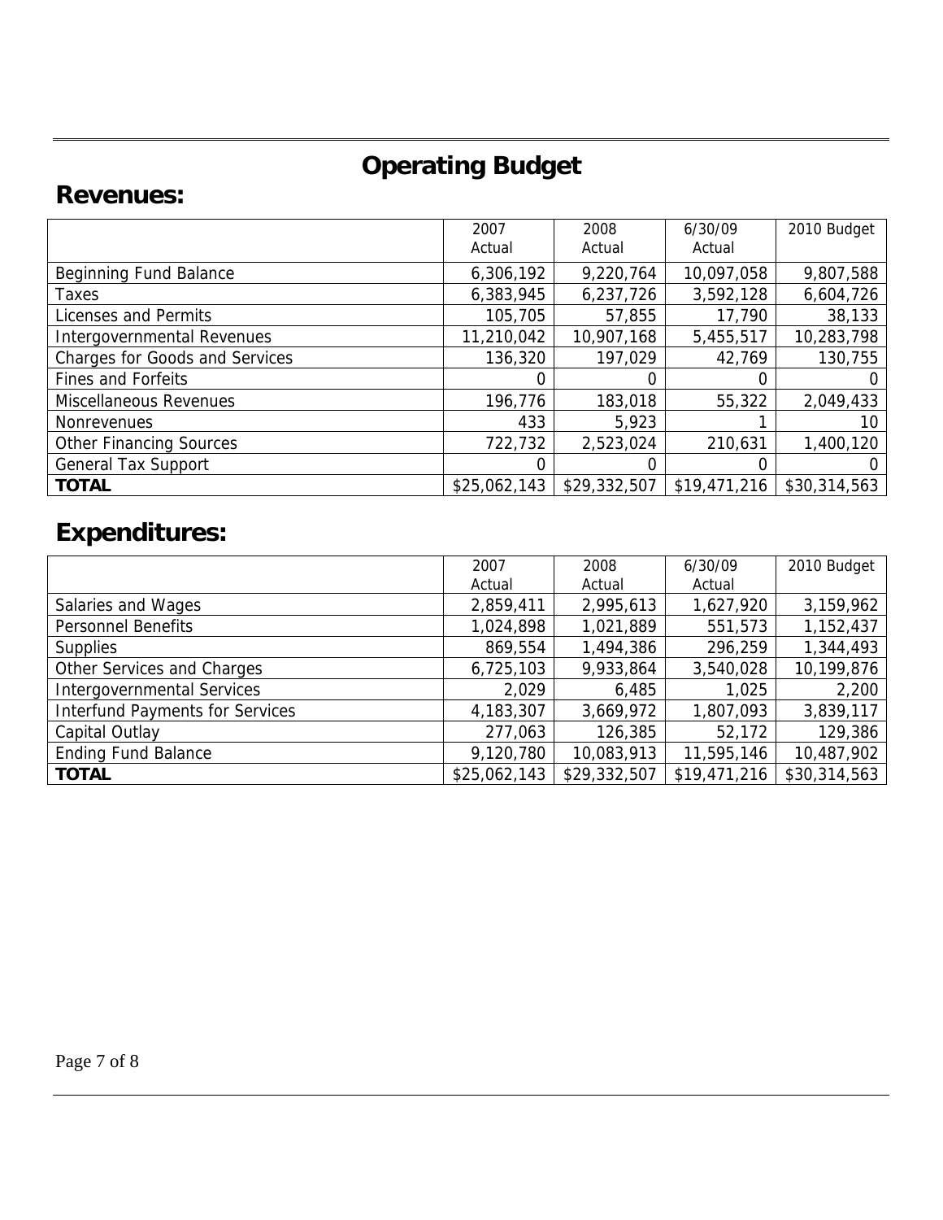# Operating Budget

## Revenues:

| | 2007 Actual | 2008 Actual | 6/30/09 Actual | 2010 Budget |
|---|---|---|---|---|
| Beginning Fund Balance | 6,306,192 | 9,220,764 | 10,097,058 | 9,807,588 |
| Taxes | 6,383,945 | 6,237,726 | 3,592,128 | 6,604,726 |
| Licenses and Permits | 105,705 | 57,855 | 17,790 | 38,133 |
| Intergovernmental Revenues | 11,210,042 | 10,907,168 | 5,455,517 | 10,283,798 |
| Charges for Goods and Services | 136,320 | 197,029 | 42,769 | 130,755 |
| Fines and Forfeits | 0 | 0 | 0 | 0 |
| Miscellaneous Revenues | 196,776 | 183,018 | 55,322 | 2,049,433 |
| Nonrevenues | 433 | 5,923 | 1 | 10 |
| Other Financing Sources | 722,732 | 2,523,024 | 210,631 | 1,400,120 |
| General Tax Support | 0 | 0 | 0 | 0 |
| **TOTAL** | $25,062,143 | $29,332,507 | $19,471,216 | $30,314,563 |

## Expenditures:

| | 2007 Actual | 2008 Actual | 6/30/09 Actual | 2010 Budget |
|---|---|---|---|---|
| Salaries and Wages | 2,859,411 | 2,995,613 | 1,627,920 | 3,159,962 |
| Personnel Benefits | 1,024,898 | 1,021,889 | 551,573 | 1,152,437 |
| Supplies | 869,554 | 1,494,386 | 296,259 | 1,344,493 |
| Other Services and Charges | 6,725,103 | 9,933,864 | 3,540,028 | 10,199,876 |
| Intergovernmental Services | 2,029 | 6,485 | 1,025 | 2,200 |
| Interfund Payments for Services | 4,183,307 | 3,669,972 | 1,807,093 | 3,839,117 |
| Capital Outlay | 277,063 | 126,385 | 52,172 | 129,386 |
| Ending Fund Balance | 9,120,780 | 10,083,913 | 11,595,146 | 10,487,902 |
| **TOTAL** | $25,062,143 | $29,332,507 | $19,471,216 | $30,314,563 |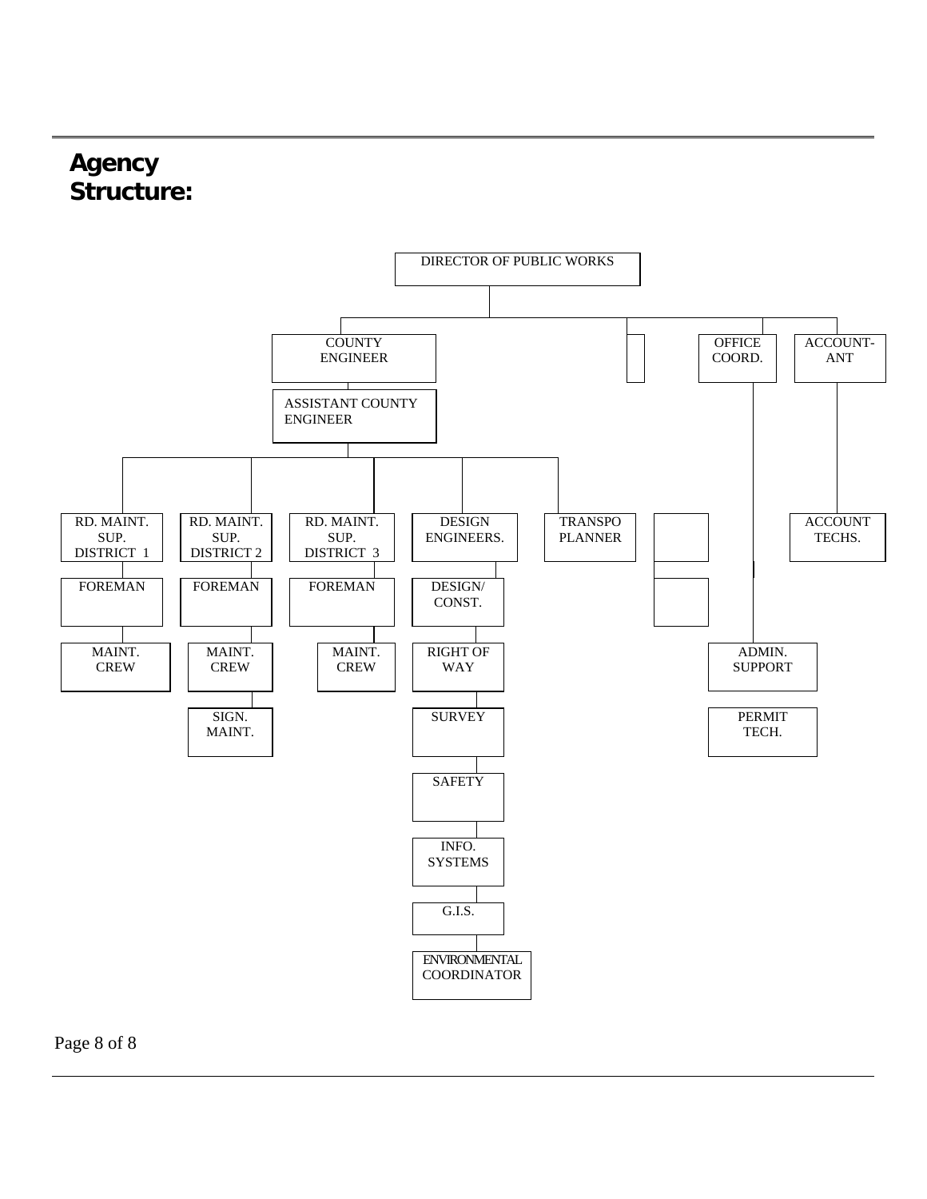## Agency Structure:

DIRECTOR OF PUBLIC WORKS

COUNTY ENGINEER

OFFICE COORD.

ACCOUNT-ANT

ASSISTANT COUNTY ENGINEER

RD. MAINT. SUP. DISTRICT 1

RD. MAINT. SUP. DISTRICT 2

RD. MAINT. SUP. DISTRICT 3

DESIGN ENGINEERS.

TRANSPO PLANNER

ACCOUNT TECHS.

FOREMAN

FOREMAN

FOREMAN

DESIGN/ CONST.

MAINT. CREW

MAINT. CREW

MAINT. CREW

RIGHT OF WAY

ADMIN. SUPPORT

SIGN. MAINT.

SURVEY

PERMIT TECH.

SAFETY

INFO. SYSTEMS

G.I.S.

ENVIRONMENTAL COORDINATOR